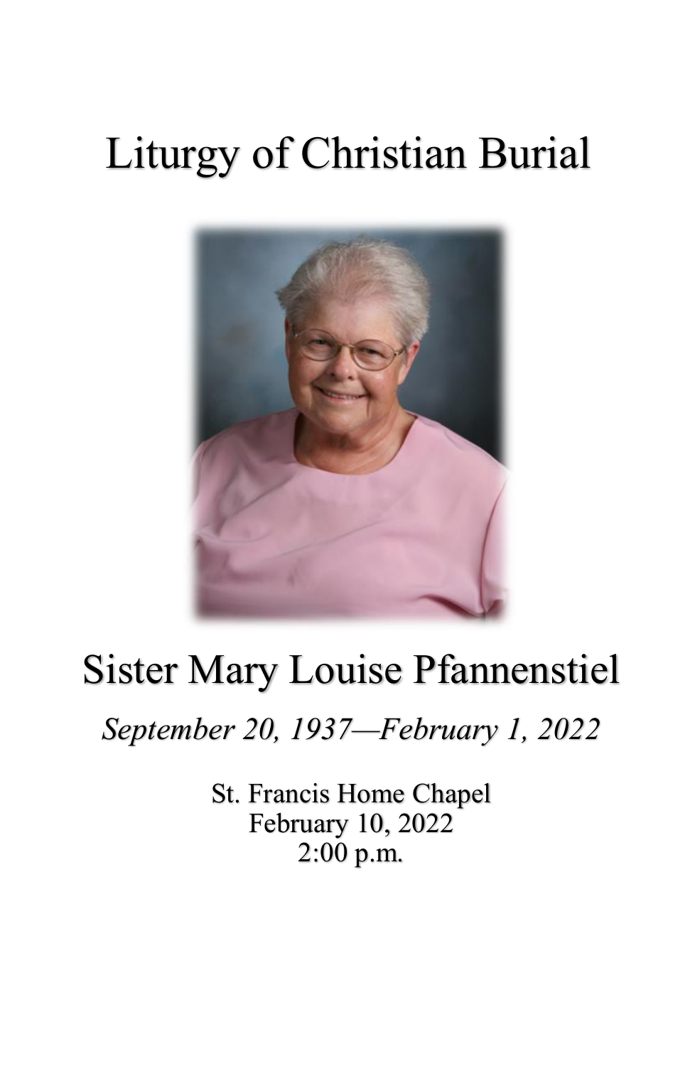# Liturgy of Christian Burial

## Sister Mary Louise Pfannenstiel

*September 20, 1937—February 1, 2022*

St. Francis Home Chapel
February 10, 2022
2:00 p.m.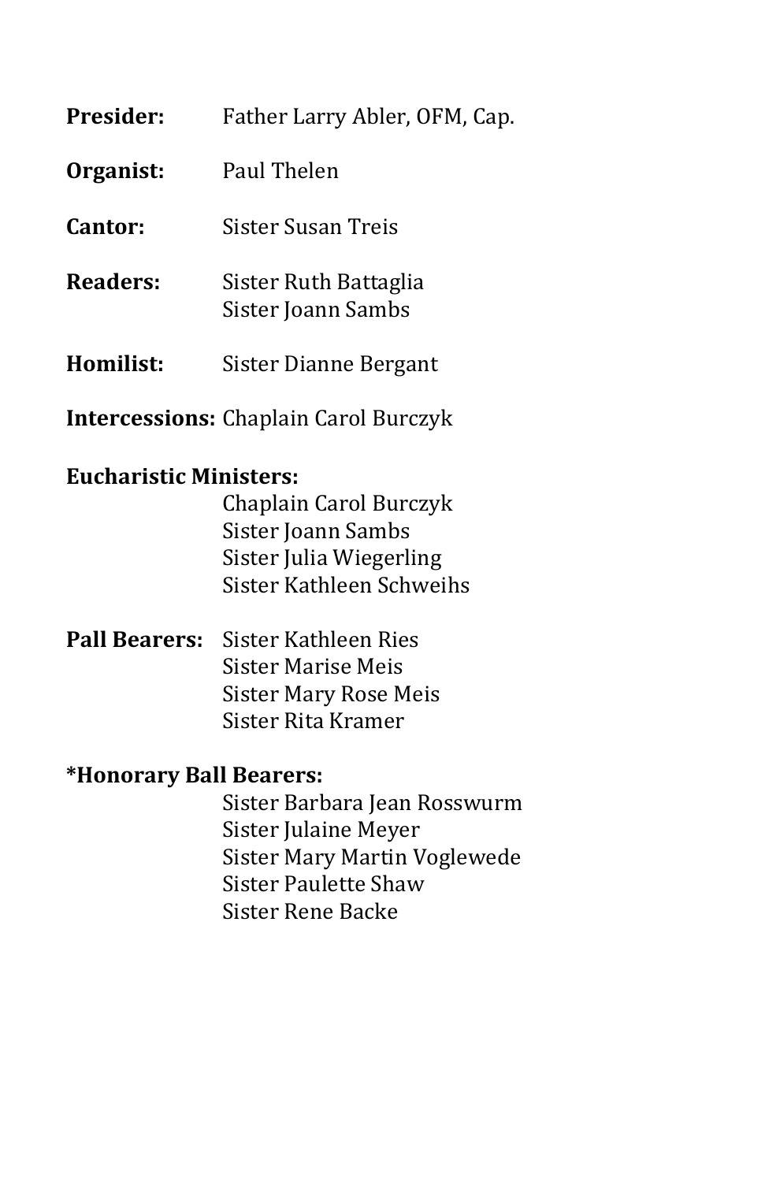**Presider:** Father Larry Abler, OFM, Cap.

**Organist:** Paul Thelen

**Cantor:** Sister Susan Treis

**Readers:** Sister Ruth Battaglia
Sister Joann Sambs

**Homilist:** Sister Dianne Bergant

**Intercessions:** Chaplain Carol Burczyk

**Eucharistic Ministers:**
Chaplain Carol Burczyk
Sister Joann Sambs
Sister Julia Wiegerling
Sister Kathleen Schweihs

**Pall Bearers:** Sister Kathleen Ries
Sister Marise Meis
Sister Mary Rose Meis
Sister Rita Kramer

**\*Honorary Ball Bearers:**
Sister Barbara Jean Rosswurm
Sister Julaine Meyer
Sister Mary Martin Voglewede
Sister Paulette Shaw
Sister Rene Backe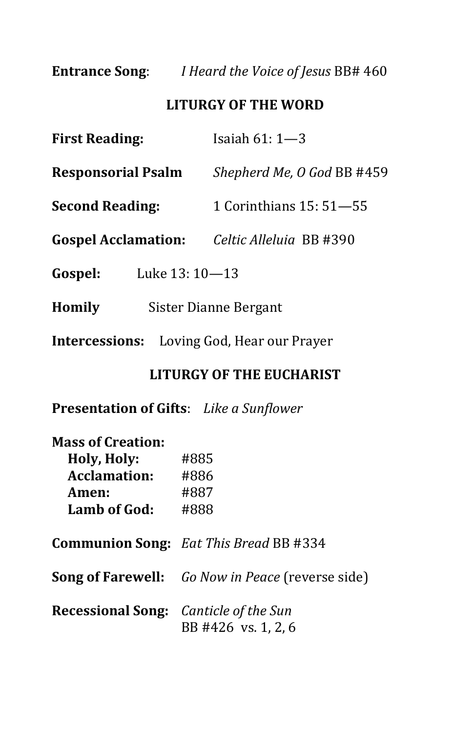**Entrance Song**: *I Heard the Voice of Jesus* BB# 460

## LITURGY OF THE WORD

**First Reading:** Isaiah 61: 1—3

**Responsorial Psalm** *Shepherd Me, O God* BB #459

**Second Reading:** 1 Corinthians 15: 51—55

**Gospel Acclamation:** *Celtic Alleluia* BB #390

**Gospel:** Luke 13: 10—13

**Homily** Sister Dianne Bergant

**Intercessions:** Loving God, Hear our Prayer

## LITURGY OF THE EUCHARIST

**Presentation of Gifts**: *Like a Sunflower*

**Mass of Creation:**

- **Holy, Holy:** #885
- **Acclamation:** #886
- **Amen:** #887
- **Lamb of God:** #888

**Communion Song:** *Eat This Bread* BB #334

**Song of Farewell:** *Go Now in Peace* (reverse side)

**Recessional Song:** *Canticle of the Sun*
BB #426 vs. 1, 2, 6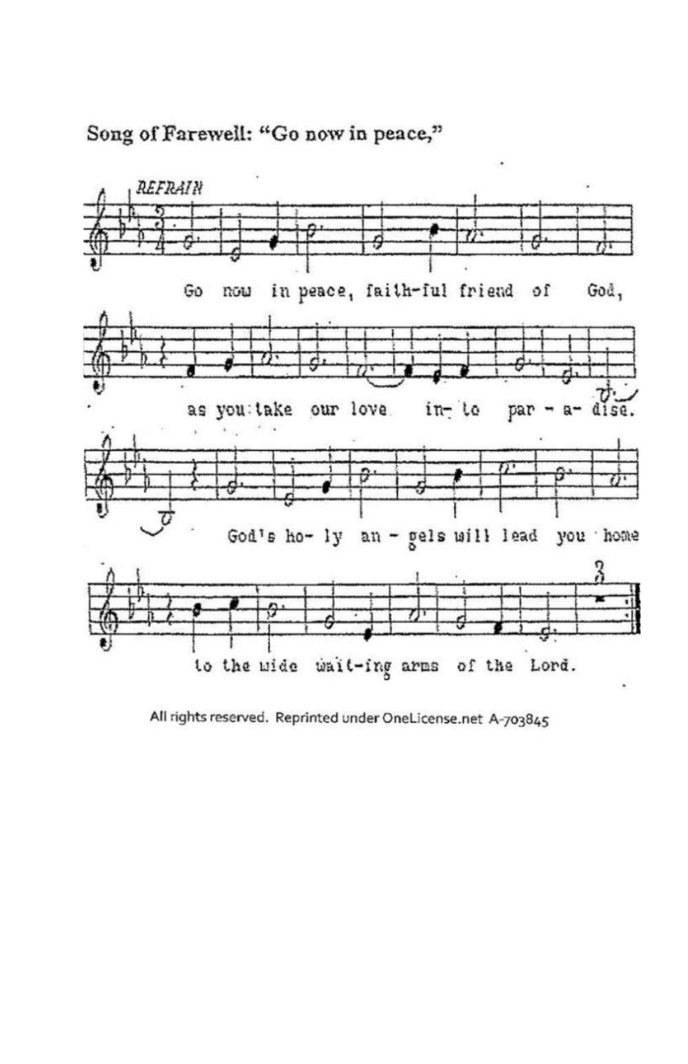Song of Farewell: "Go now in peace,"

REFRAIN

Go now in peace, faith-ful friend of God,

as you take our love in-to par-a-dise.

God's ho-ly an-gels will lead you home

to the wide wait-ing arms of the Lord.

All rights reserved. Reprinted under OneLicense.net A-703845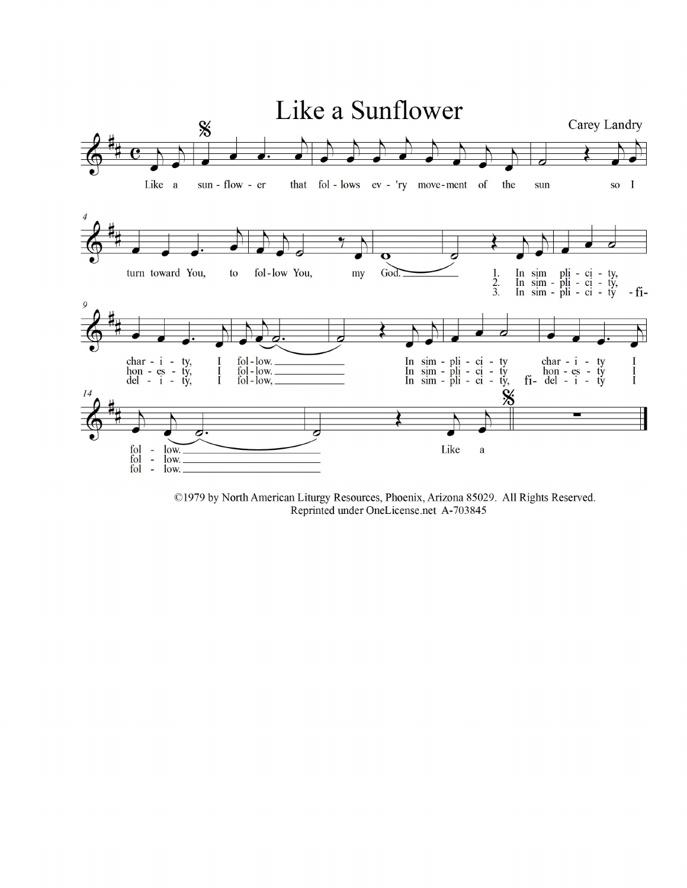# Like a Sunflower

Carey Landry

©1979 by North American Liturgy Resources, Phoenix, Arizona 85029. All Rights Reserved.
Reprinted under OneLicense.net A-703845